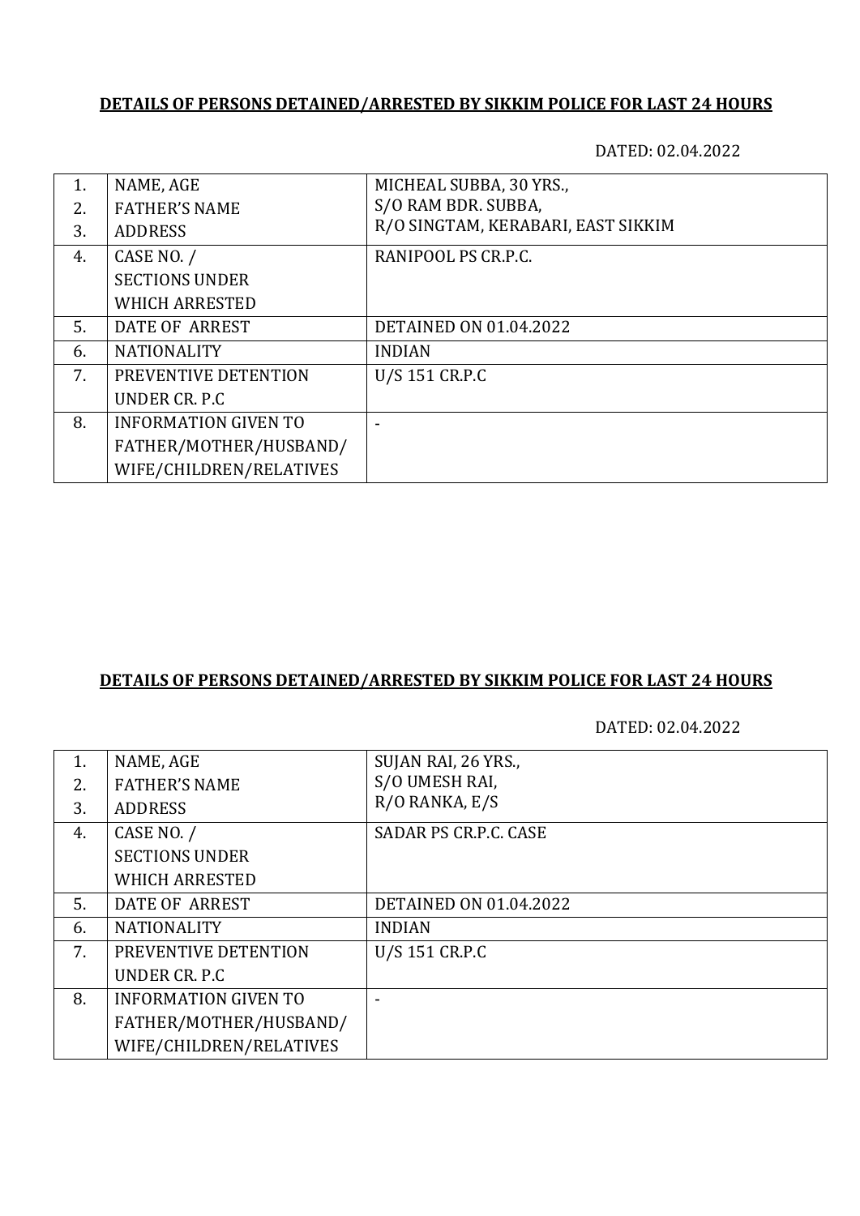**DETAILS OF PERSONS DETAINED/ARRESTED BY SIKKIM POLICE FOR LAST 24 HOURS**

DATED: 02.04.2022

| | | |
|---|---|---|
| 1.<br>2.<br>3. | NAME, AGE<br>FATHER'S NAME<br>ADDRESS | MICHEAL SUBBA, 30 YRS.,<br>S/O RAM BDR. SUBBA,<br>R/O SINGTAM, KERABARI, EAST SIKKIM |
| 4. | CASE NO. /<br>SECTIONS UNDER<br>WHICH ARRESTED | RANIPOOL PS CR.P.C. |
| 5. | DATE OF ARREST | DETAINED ON 01.04.2022 |
| 6. | NATIONALITY | INDIAN |
| 7. | PREVENTIVE DETENTION<br>UNDER CR. P.C | U/S 151 CR.P.C |
| 8. | INFORMATION GIVEN TO<br>FATHER/MOTHER/HUSBAND/<br>WIFE/CHILDREN/RELATIVES | - |

**DETAILS OF PERSONS DETAINED/ARRESTED BY SIKKIM POLICE FOR LAST 24 HOURS**

DATED: 02.04.2022

| | | |
|---|---|---|
| 1.<br>2.<br>3. | NAME, AGE<br>FATHER'S NAME<br>ADDRESS | SUJAN RAI, 26 YRS.,<br>S/O UMESH RAI,<br>R/O RANKA, E/S |
| 4. | CASE NO. /<br>SECTIONS UNDER<br>WHICH ARRESTED | SADAR PS CR.P.C. CASE |
| 5. | DATE OF ARREST | DETAINED ON 01.04.2022 |
| 6. | NATIONALITY | INDIAN |
| 7. | PREVENTIVE DETENTION<br>UNDER CR. P.C | U/S 151 CR.P.C |
| 8. | INFORMATION GIVEN TO<br>FATHER/MOTHER/HUSBAND/<br>WIFE/CHILDREN/RELATIVES | - |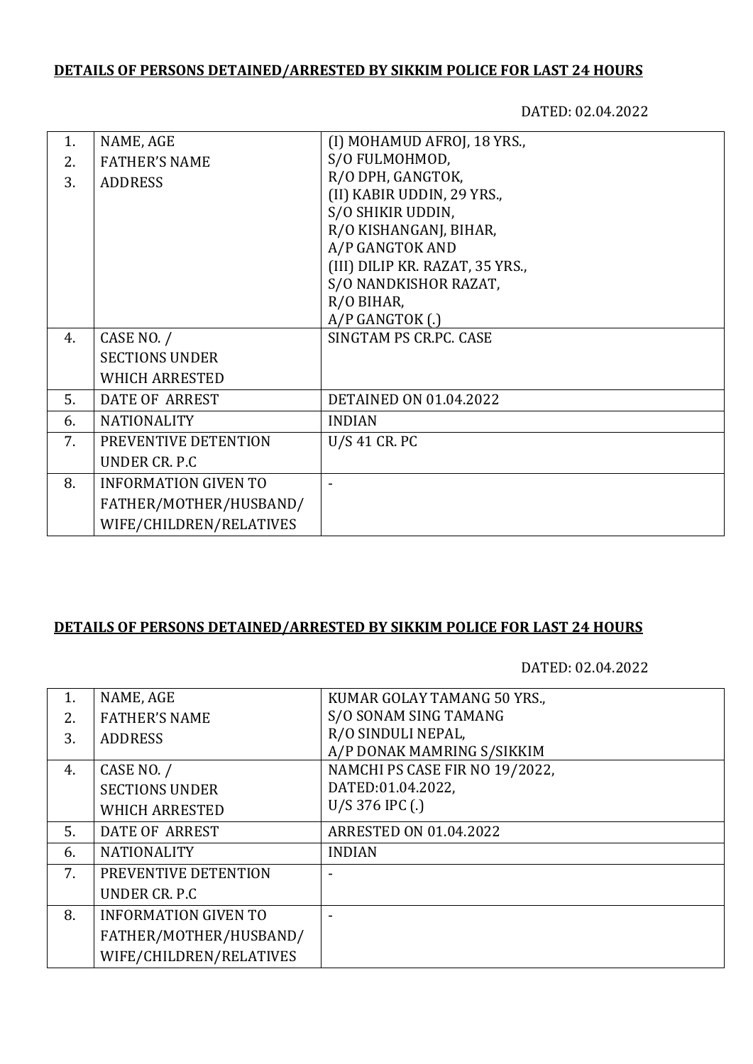**DETAILS OF PERSONS DETAINED/ARRESTED BY SIKKIM POLICE FOR LAST 24 HOURS**

DATED: 02.04.2022

| | | |
|---|---|---|
| 1.<br>2.<br>3. | NAME, AGE<br>FATHER'S NAME<br>ADDRESS | (I) MOHAMUD AFROJ, 18 YRS.,<br>S/O FULMOHMOD,<br>R/O DPH, GANGTOK,<br>(II) KABIR UDDIN, 29 YRS.,<br>S/O SHIKIR UDDIN,<br>R/O KISHANGANJ, BIHAR,<br>A/P GANGTOK AND<br>(III) DILIP KR. RAZAT, 35 YRS.,<br>S/O NANDKISHOR RAZAT,<br>R/O BIHAR,<br>A/P GANGTOK (.) |
| 4. | CASE NO. /<br>SECTIONS UNDER<br>WHICH ARRESTED | SINGTAM PS CR.PC. CASE |
| 5. | DATE OF ARREST | DETAINED ON 01.04.2022 |
| 6. | NATIONALITY | INDIAN |
| 7. | PREVENTIVE DETENTION<br>UNDER CR. P.C | U/S 41 CR. PC |
| 8. | INFORMATION GIVEN TO<br>FATHER/MOTHER/HUSBAND/<br>WIFE/CHILDREN/RELATIVES | - |

**DETAILS OF PERSONS DETAINED/ARRESTED BY SIKKIM POLICE FOR LAST 24 HOURS**

DATED: 02.04.2022

| | | |
|---|---|---|
| 1.<br>2.<br>3. | NAME, AGE<br>FATHER'S NAME<br>ADDRESS | KUMAR GOLAY TAMANG 50 YRS.,<br>S/O SONAM SING TAMANG<br>R/O SINDULI NEPAL,<br>A/P DONAK MAMRING S/SIKKIM |
| 4. | CASE NO. /<br>SECTIONS UNDER<br>WHICH ARRESTED | NAMCHI PS CASE FIR NO 19/2022,<br>DATED:01.04.2022,<br>U/S 376 IPC (.) |
| 5. | DATE OF ARREST | ARRESTED ON 01.04.2022 |
| 6. | NATIONALITY | INDIAN |
| 7. | PREVENTIVE DETENTION<br>UNDER CR. P.C | - |
| 8. | INFORMATION GIVEN TO<br>FATHER/MOTHER/HUSBAND/<br>WIFE/CHILDREN/RELATIVES | - |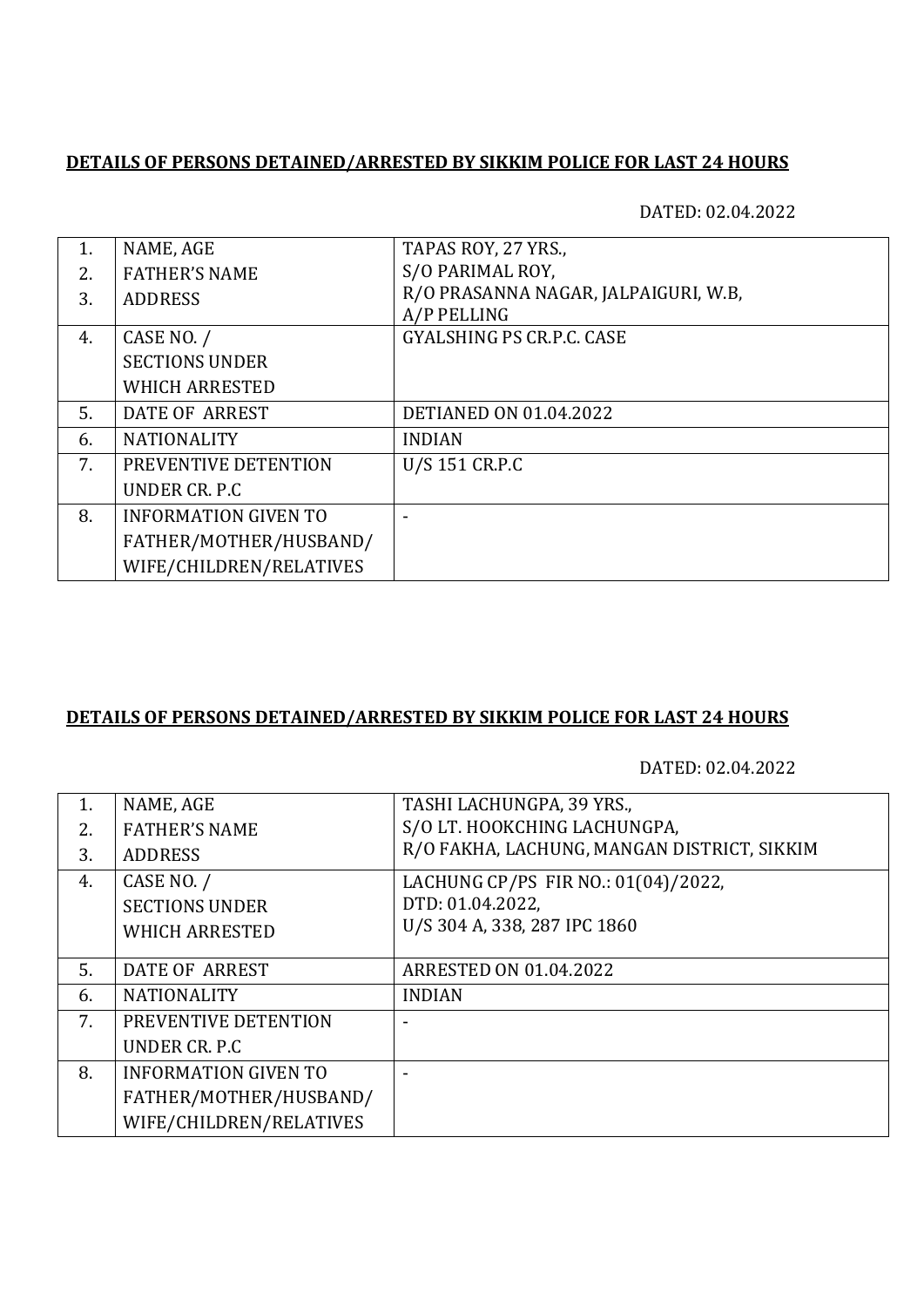**DETAILS OF PERSONS DETAINED/ARRESTED BY SIKKIM POLICE FOR LAST 24 HOURS**

DATED: 02.04.2022

| | | |
|---|---|---|
| 1.<br>2.<br>3. | NAME, AGE<br>FATHER'S NAME<br>ADDRESS | TAPAS ROY, 27 YRS.,<br>S/O PARIMAL ROY,<br>R/O PRASANNA NAGAR, JALPAIGURI, W.B,<br>A/P PELLING |
| 4. | CASE NO. /<br>SECTIONS UNDER<br>WHICH ARRESTED | GYALSHING PS CR.P.C. CASE |
| 5. | DATE OF ARREST | DETIANED ON 01.04.2022 |
| 6. | NATIONALITY | INDIAN |
| 7. | PREVENTIVE DETENTION<br>UNDER CR. P.C | U/S 151 CR.P.C |
| 8. | INFORMATION GIVEN TO<br>FATHER/MOTHER/HUSBAND/<br>WIFE/CHILDREN/RELATIVES | - |

**DETAILS OF PERSONS DETAINED/ARRESTED BY SIKKIM POLICE FOR LAST 24 HOURS**

DATED: 02.04.2022

| | | |
|---|---|---|
| 1.<br>2.<br>3. | NAME, AGE<br>FATHER'S NAME<br>ADDRESS | TASHI LACHUNGPA, 39 YRS.,<br>S/O LT. HOOKCHING LACHUNGPA,<br>R/O FAKHA, LACHUNG, MANGAN DISTRICT, SIKKIM |
| 4. | CASE NO. /<br>SECTIONS UNDER<br>WHICH ARRESTED | LACHUNG CP/PS FIR NO.: 01(04)/2022,<br>DTD: 01.04.2022,<br>U/S 304 A, 338, 287 IPC 1860 |
| 5. | DATE OF ARREST | ARRESTED ON 01.04.2022 |
| 6. | NATIONALITY | INDIAN |
| 7. | PREVENTIVE DETENTION<br>UNDER CR. P.C | - |
| 8. | INFORMATION GIVEN TO<br>FATHER/MOTHER/HUSBAND/<br>WIFE/CHILDREN/RELATIVES | - |